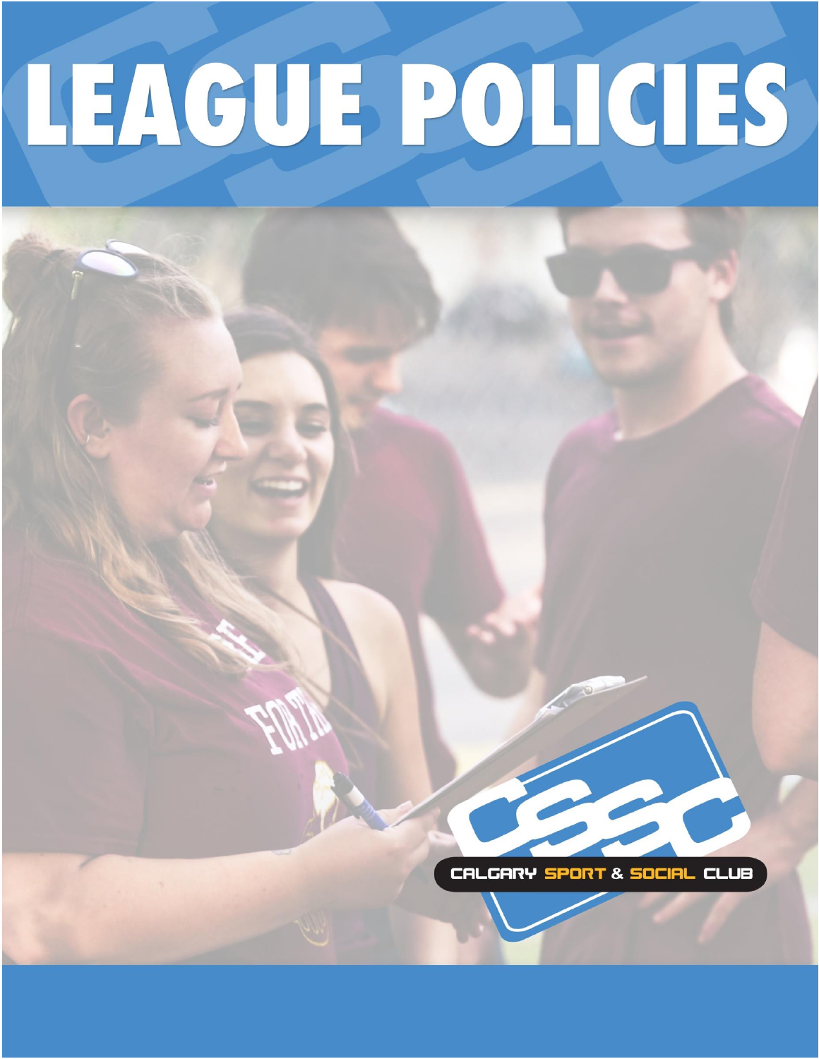# LEAGUE POLICIES

CSSC

CALGARY SPORT & SOCIAL CLUB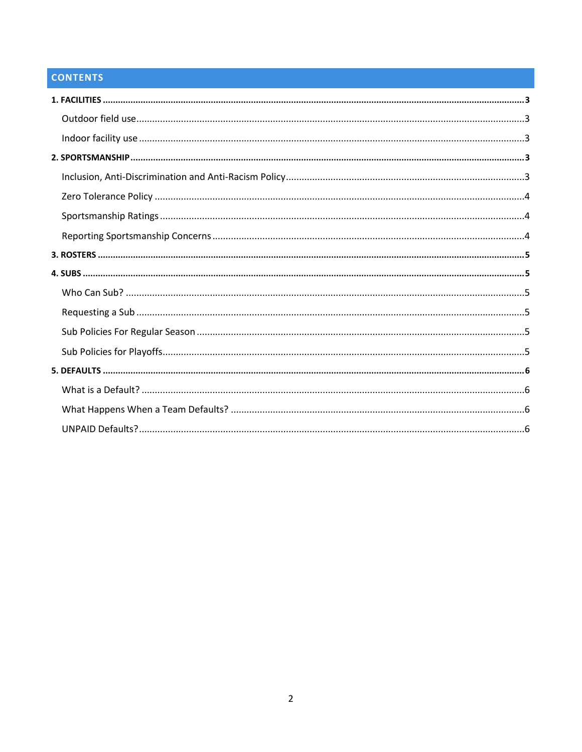## CONTENTS

**1. FACILITIES** ..... **3**

- Outdoor field use ..... 3
- Indoor facility use ..... 3

**2. SPORTSMANSHIP** ..... **3**

- Inclusion, Anti-Discrimination and Anti-Racism Policy ..... 3
- Zero Tolerance Policy ..... 4
- Sportsmanship Ratings ..... 4
- Reporting Sportsmanship Concerns ..... 4

**3. ROSTERS** ..... **5**

**4. SUBS** ..... **5**

- Who Can Sub? ..... 5
- Requesting a Sub ..... 5
- Sub Policies For Regular Season ..... 5
- Sub Policies for Playoffs ..... 5

**5. DEFAULTS** ..... **6**

- What is a Default? ..... 6
- What Happens When a Team Defaults? ..... 6
- UNPAID Defaults? ..... 6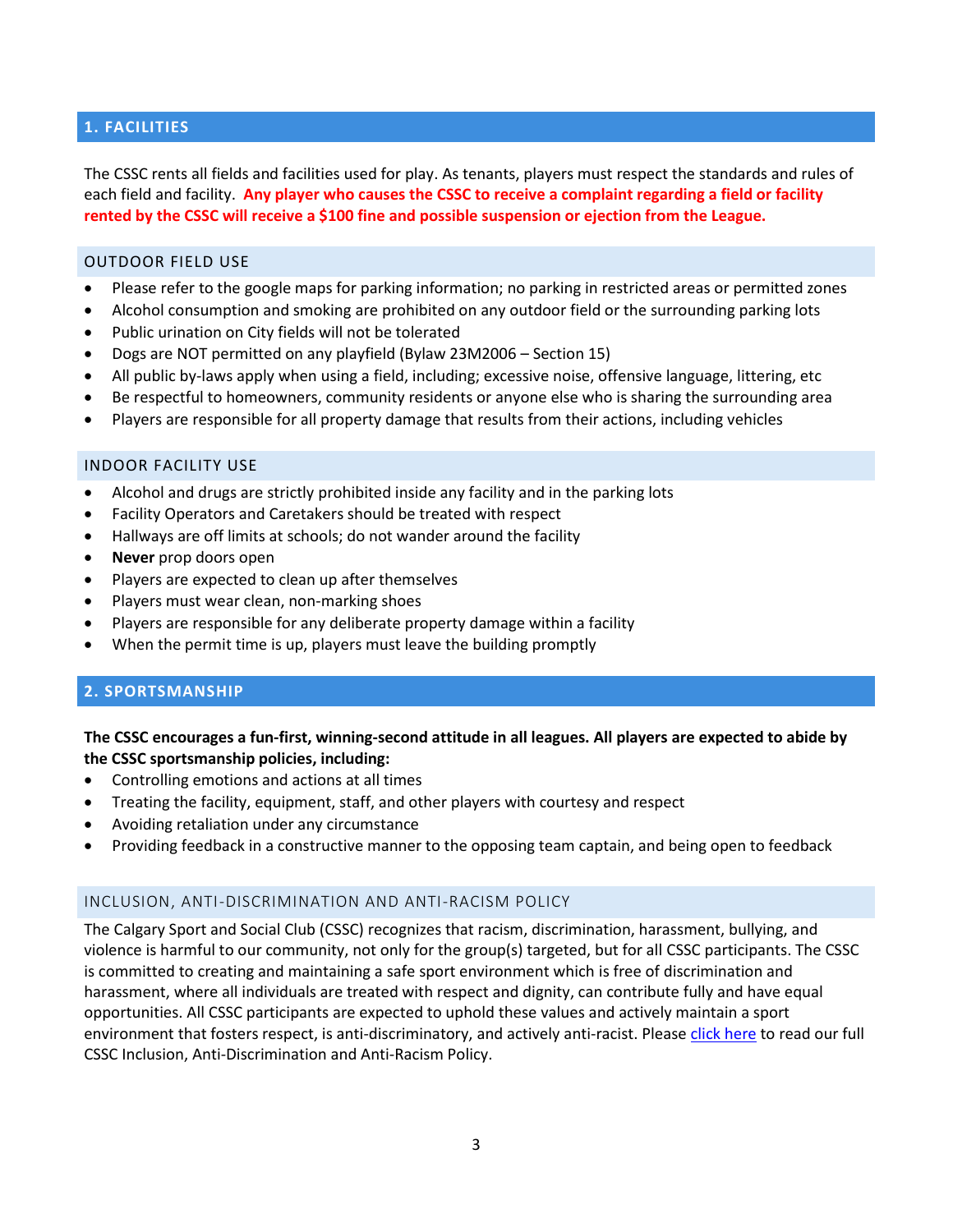## 1. FACILITIES

The CSSC rents all fields and facilities used for play. As tenants, players must respect the standards and rules of each field and facility. **Any player who causes the CSSC to receive a complaint regarding a field or facility rented by the CSSC will receive a $100 fine and possible suspension or ejection from the League.**

### OUTDOOR FIELD USE

- Please refer to the google maps for parking information; no parking in restricted areas or permitted zones
- Alcohol consumption and smoking are prohibited on any outdoor field or the surrounding parking lots
- Public urination on City fields will not be tolerated
- Dogs are NOT permitted on any playfield (Bylaw 23M2006 – Section 15)
- All public by-laws apply when using a field, including; excessive noise, offensive language, littering, etc
- Be respectful to homeowners, community residents or anyone else who is sharing the surrounding area
- Players are responsible for all property damage that results from their actions, including vehicles

### INDOOR FACILITY USE

- Alcohol and drugs are strictly prohibited inside any facility and in the parking lots
- Facility Operators and Caretakers should be treated with respect
- Hallways are off limits at schools; do not wander around the facility
- **Never** prop doors open
- Players are expected to clean up after themselves
- Players must wear clean, non-marking shoes
- Players are responsible for any deliberate property damage within a facility
- When the permit time is up, players must leave the building promptly

## 2. SPORTSMANSHIP

**The CSSC encourages a fun-first, winning-second attitude in all leagues. All players are expected to abide by the CSSC sportsmanship policies, including:**

- Controlling emotions and actions at all times
- Treating the facility, equipment, staff, and other players with courtesy and respect
- Avoiding retaliation under any circumstance
- Providing feedback in a constructive manner to the opposing team captain, and being open to feedback

### INCLUSION, ANTI-DISCRIMINATION AND ANTI-RACISM POLICY

The Calgary Sport and Social Club (CSSC) recognizes that racism, discrimination, harassment, bullying, and violence is harmful to our community, not only for the group(s) targeted, but for all CSSC participants. The CSSC is committed to creating and maintaining a safe sport environment which is free of discrimination and harassment, where all individuals are treated with respect and dignity, can contribute fully and have equal opportunities. All CSSC participants are expected to uphold these values and actively maintain a sport environment that fosters respect, is anti-discriminatory, and actively anti-racist. Please click here to read our full CSSC Inclusion, Anti-Discrimination and Anti-Racism Policy.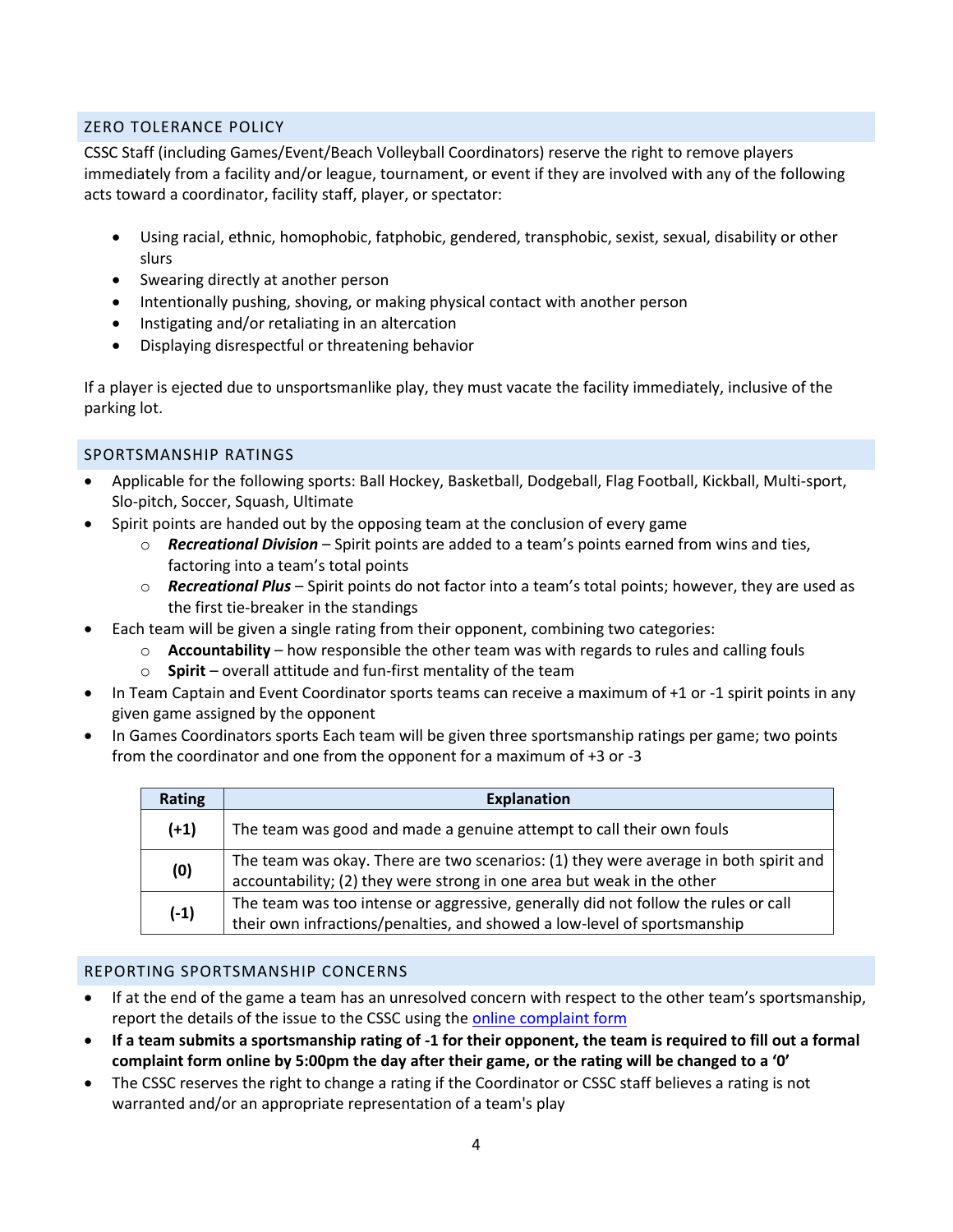## ZERO TOLERANCE POLICY

CSSC Staff (including Games/Event/Beach Volleyball Coordinators) reserve the right to remove players immediately from a facility and/or league, tournament, or event if they are involved with any of the following acts toward a coordinator, facility staff, player, or spectator:

- Using racial, ethnic, homophobic, fatphobic, gendered, transphobic, sexist, sexual, disability or other slurs
- Swearing directly at another person
- Intentionally pushing, shoving, or making physical contact with another person
- Instigating and/or retaliating in an altercation
- Displaying disrespectful or threatening behavior

If a player is ejected due to unsportsmanlike play, they must vacate the facility immediately, inclusive of the parking lot.

## SPORTSMANSHIP RATINGS

- Applicable for the following sports: Ball Hockey, Basketball, Dodgeball, Flag Football, Kickball, Multi-sport, Slo-pitch, Soccer, Squash, Ultimate
- Spirit points are handed out by the opposing team at the conclusion of every game
  - ***Recreational Division*** – Spirit points are added to a team's points earned from wins and ties, factoring into a team's total points
  - ***Recreational Plus*** – Spirit points do not factor into a team's total points; however, they are used as the first tie-breaker in the standings
- Each team will be given a single rating from their opponent, combining two categories:
  - **Accountability** – how responsible the other team was with regards to rules and calling fouls
  - **Spirit** – overall attitude and fun-first mentality of the team
- In Team Captain and Event Coordinator sports teams can receive a maximum of +1 or -1 spirit points in any given game assigned by the opponent
- In Games Coordinators sports Each team will be given three sportsmanship ratings per game; two points from the coordinator and one from the opponent for a maximum of +3 or -3

| Rating | Explanation |
|---|---|
| **(+1)** | The team was good and made a genuine attempt to call their own fouls |
| **(0)** | The team was okay. There are two scenarios: (1) they were average in both spirit and accountability; (2) they were strong in one area but weak in the other |
| **(-1)** | The team was too intense or aggressive, generally did not follow the rules or call their own infractions/penalties, and showed a low-level of sportsmanship |

## REPORTING SPORTSMANSHIP CONCERNS

- If at the end of the game a team has an unresolved concern with respect to the other team's sportsmanship, report the details of the issue to the CSSC using the online complaint form
- **If a team submits a sportsmanship rating of -1 for their opponent, the team is required to fill out a formal complaint form online by 5:00pm the day after their game, or the rating will be changed to a '0'**
- The CSSC reserves the right to change a rating if the Coordinator or CSSC staff believes a rating is not warranted and/or an appropriate representation of a team's play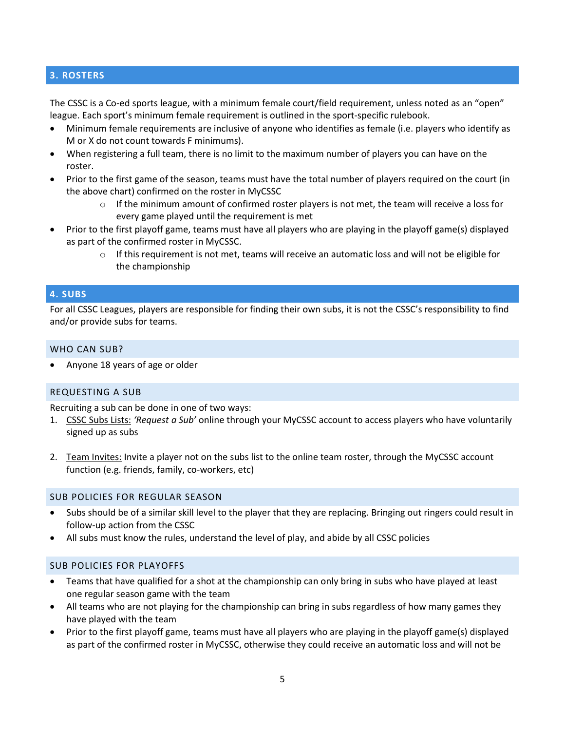## 3. ROSTERS

The CSSC is a Co-ed sports league, with a minimum female court/field requirement, unless noted as an "open" league. Each sport's minimum female requirement is outlined in the sport-specific rulebook.

- Minimum female requirements are inclusive of anyone who identifies as female (i.e. players who identify as M or X do not count towards F minimums).
- When registering a full team, there is no limit to the maximum number of players you can have on the roster.
- Prior to the first game of the season, teams must have the total number of players required on the court (in the above chart) confirmed on the roster in MyCSSC
    - If the minimum amount of confirmed roster players is not met, the team will receive a loss for every game played until the requirement is met
- Prior to the first playoff game, teams must have all players who are playing in the playoff game(s) displayed as part of the confirmed roster in MyCSSC.
    - If this requirement is not met, teams will receive an automatic loss and will not be eligible for the championship

## 4. SUBS

For all CSSC Leagues, players are responsible for finding their own subs, it is not the CSSC's responsibility to find and/or provide subs for teams.

### WHO CAN SUB?

- Anyone 18 years of age or older

### REQUESTING A SUB

Recruiting a sub can be done in one of two ways:

1. CSSC Subs Lists: *'Request a Sub'* online through your MyCSSC account to access players who have voluntarily signed up as subs

2. Team Invites: Invite a player not on the subs list to the online team roster, through the MyCSSC account function (e.g. friends, family, co-workers, etc)

### SUB POLICIES FOR REGULAR SEASON

- Subs should be of a similar skill level to the player that they are replacing. Bringing out ringers could result in follow-up action from the CSSC
- All subs must know the rules, understand the level of play, and abide by all CSSC policies

### SUB POLICIES FOR PLAYOFFS

- Teams that have qualified for a shot at the championship can only bring in subs who have played at least one regular season game with the team
- All teams who are not playing for the championship can bring in subs regardless of how many games they have played with the team
- Prior to the first playoff game, teams must have all players who are playing in the playoff game(s) displayed as part of the confirmed roster in MyCSSC, otherwise they could receive an automatic loss and will not be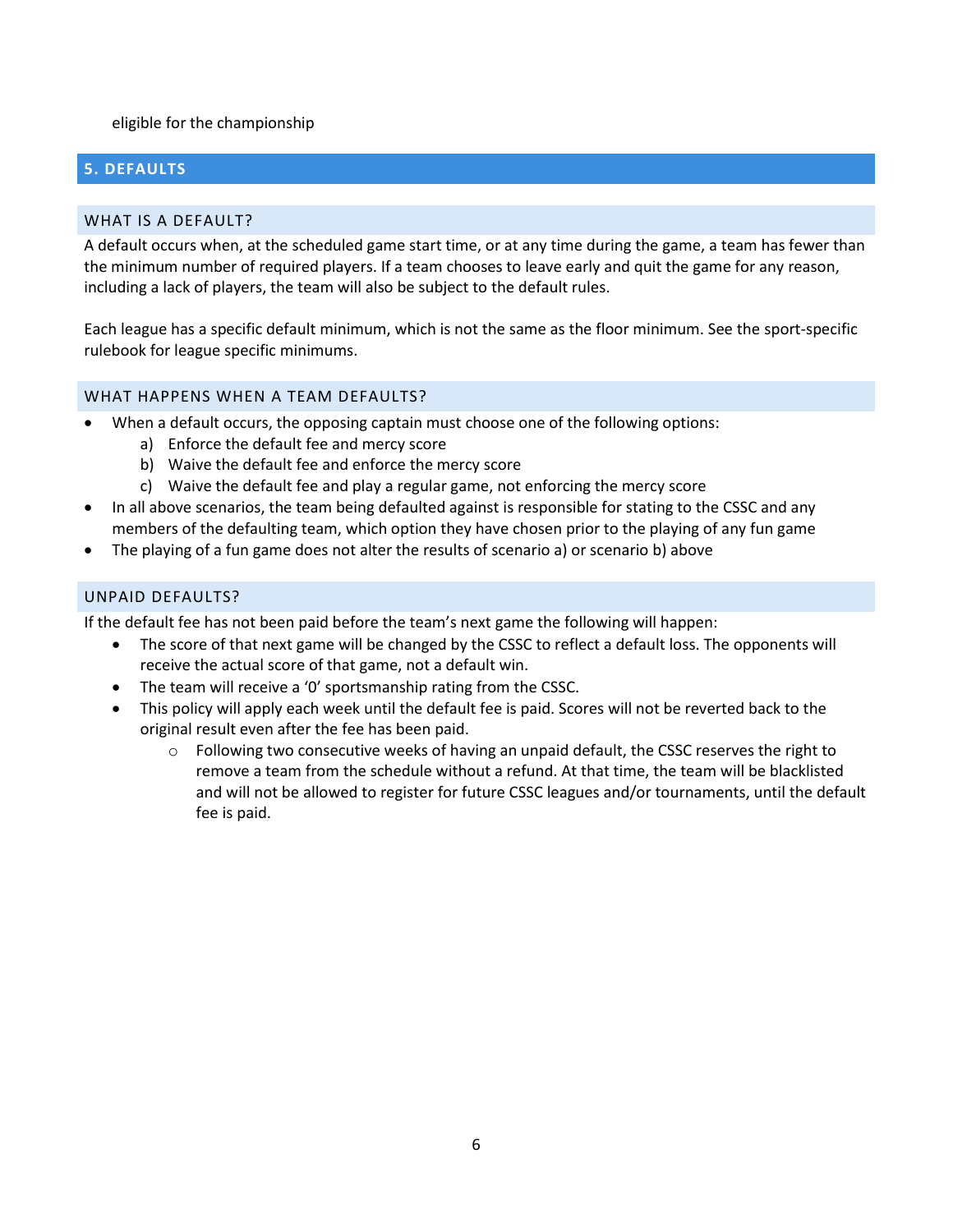eligible for the championship

## 5. DEFAULTS

### WHAT IS A DEFAULT?

A default occurs when, at the scheduled game start time, or at any time during the game, a team has fewer than the minimum number of required players. If a team chooses to leave early and quit the game for any reason, including a lack of players, the team will also be subject to the default rules.

Each league has a specific default minimum, which is not the same as the floor minimum. See the sport-specific rulebook for league specific minimums.

### WHAT HAPPENS WHEN A TEAM DEFAULTS?

- When a default occurs, the opposing captain must choose one of the following options:
  a) Enforce the default fee and mercy score
  b) Waive the default fee and enforce the mercy score
  c) Waive the default fee and play a regular game, not enforcing the mercy score
- In all above scenarios, the team being defaulted against is responsible for stating to the CSSC and any members of the defaulting team, which option they have chosen prior to the playing of any fun game
- The playing of a fun game does not alter the results of scenario a) or scenario b) above

### UNPAID DEFAULTS?

If the default fee has not been paid before the team's next game the following will happen:

- The score of that next game will be changed by the CSSC to reflect a default loss. The opponents will receive the actual score of that game, not a default win.
- The team will receive a '0' sportsmanship rating from the CSSC.
- This policy will apply each week until the default fee is paid. Scores will not be reverted back to the original result even after the fee has been paid.
  - Following two consecutive weeks of having an unpaid default, the CSSC reserves the right to remove a team from the schedule without a refund. At that time, the team will be blacklisted and will not be allowed to register for future CSSC leagues and/or tournaments, until the default fee is paid.